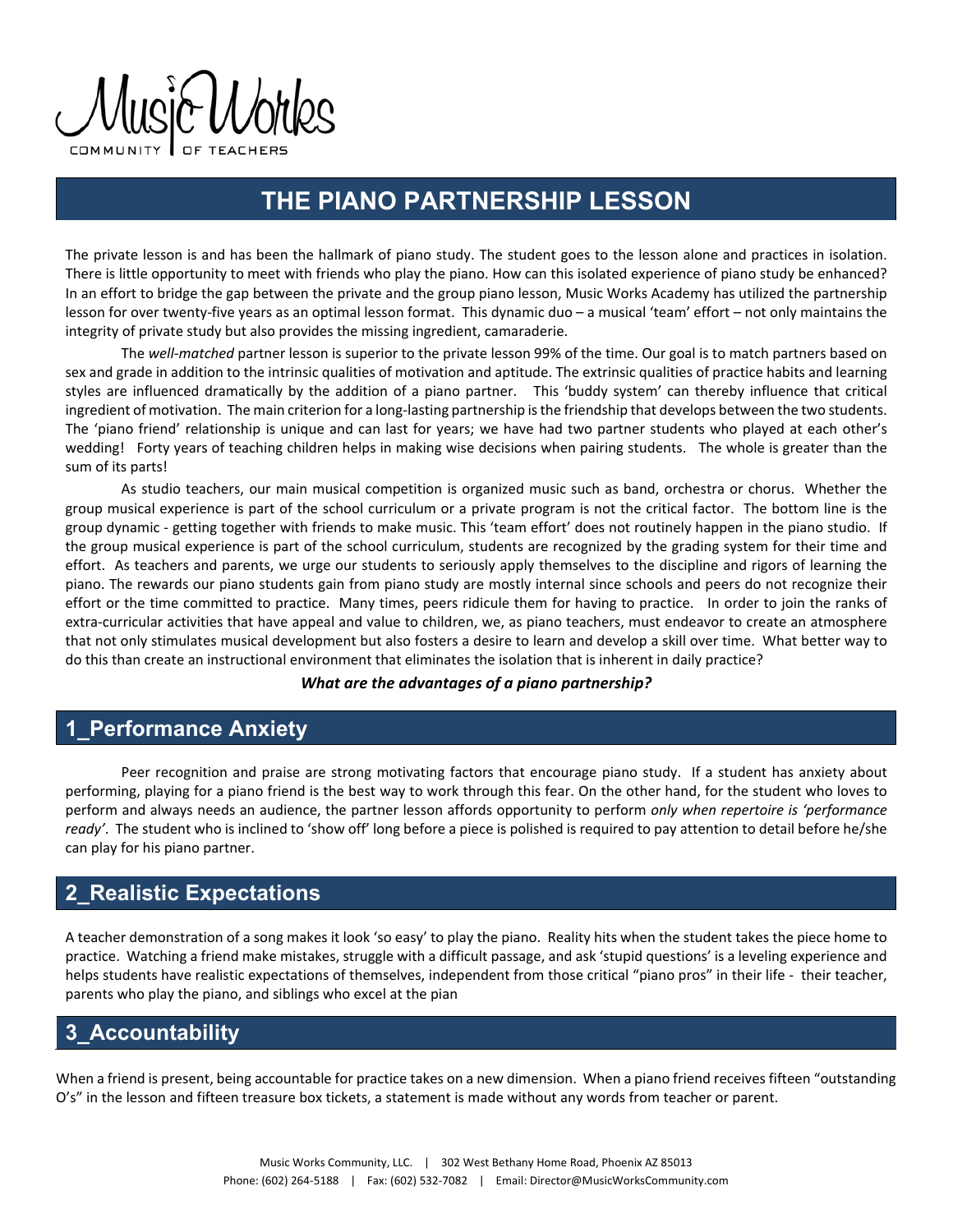Music Works
COMMUNITY OF TEACHERS

# THE PIANO PARTNERSHIP LESSON

The private lesson is and has been the hallmark of piano study. The student goes to the lesson alone and practices in isolation. There is little opportunity to meet with friends who play the piano. How can this isolated experience of piano study be enhanced? In an effort to bridge the gap between the private and the group piano lesson, Music Works Academy has utilized the partnership lesson for over twenty-five years as an optimal lesson format. This dynamic duo – a musical 'team' effort – not only maintains the integrity of private study but also provides the missing ingredient, camaraderie.

The *well-matched* partner lesson is superior to the private lesson 99% of the time. Our goal is to match partners based on sex and grade in addition to the intrinsic qualities of motivation and aptitude. The extrinsic qualities of practice habits and learning styles are influenced dramatically by the addition of a piano partner. This 'buddy system' can thereby influence that critical ingredient of motivation. The main criterion for a long-lasting partnership is the friendship that develops between the two students. The 'piano friend' relationship is unique and can last for years; we have had two partner students who played at each other's wedding! Forty years of teaching children helps in making wise decisions when pairing students. The whole is greater than the sum of its parts!

As studio teachers, our main musical competition is organized music such as band, orchestra or chorus. Whether the group musical experience is part of the school curriculum or a private program is not the critical factor. The bottom line is the group dynamic - getting together with friends to make music. This 'team effort' does not routinely happen in the piano studio. If the group musical experience is part of the school curriculum, students are recognized by the grading system for their time and effort. As teachers and parents, we urge our students to seriously apply themselves to the discipline and rigors of learning the piano. The rewards our piano students gain from piano study are mostly internal since schools and peers do not recognize their effort or the time committed to practice. Many times, peers ridicule them for having to practice. In order to join the ranks of extra-curricular activities that have appeal and value to children, we, as piano teachers, must endeavor to create an atmosphere that not only stimulates musical development but also fosters a desire to learn and develop a skill over time. What better way to do this than create an instructional environment that eliminates the isolation that is inherent in daily practice?

***What are the advantages of a piano partnership?***

## 1_Performance Anxiety

Peer recognition and praise are strong motivating factors that encourage piano study. If a student has anxiety about performing, playing for a piano friend is the best way to work through this fear. On the other hand, for the student who loves to perform and always needs an audience, the partner lesson affords opportunity to perform *only when repertoire is 'performance ready'*. The student who is inclined to 'show off' long before a piece is polished is required to pay attention to detail before he/she can play for his piano partner.

## 2_Realistic Expectations

A teacher demonstration of a song makes it look 'so easy' to play the piano. Reality hits when the student takes the piece home to practice. Watching a friend make mistakes, struggle with a difficult passage, and ask 'stupid questions' is a leveling experience and helps students have realistic expectations of themselves, independent from those critical "piano pros" in their life - their teacher, parents who play the piano, and siblings who excel at the pian

## 3_Accountability

When a friend is present, being accountable for practice takes on a new dimension. When a piano friend receives fifteen "outstanding O's" in the lesson and fifteen treasure box tickets, a statement is made without any words from teacher or parent.

Music Works Community, LLC. | 302 West Bethany Home Road, Phoenix AZ 85013
Phone: (602) 264-5188 | Fax: (602) 532-7082 | Email: Director@MusicWorksCommunity.com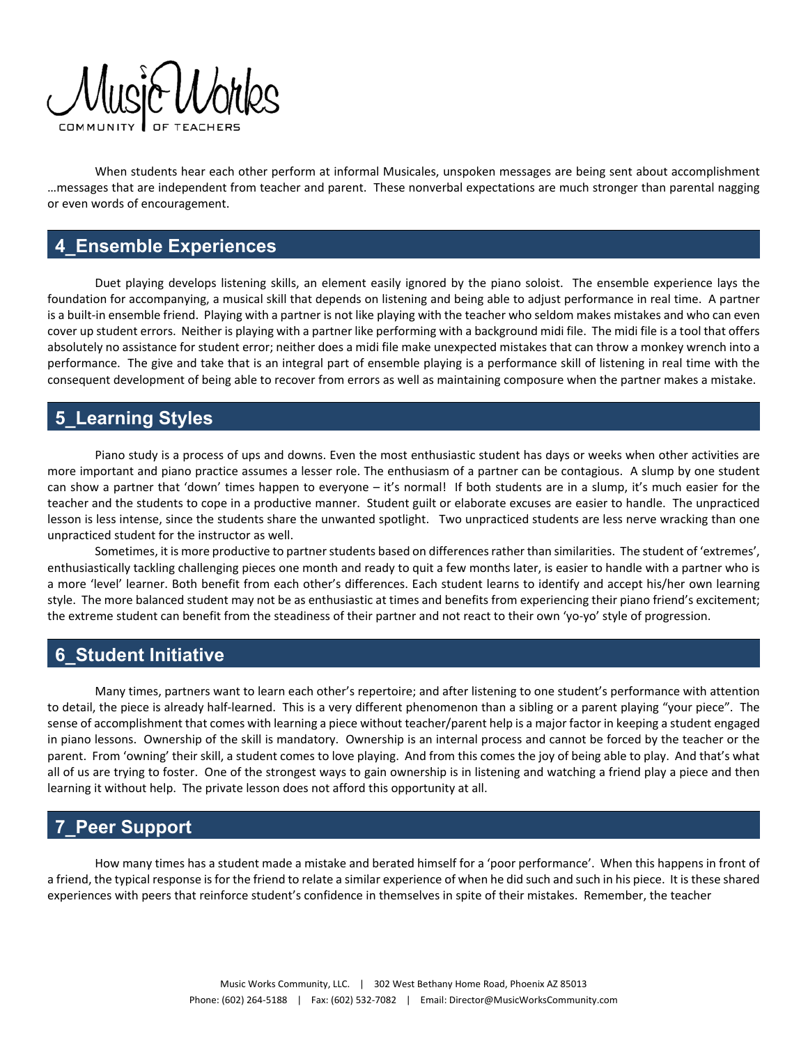When students hear each other perform at informal Musicales, unspoken messages are being sent about accomplishment …messages that are independent from teacher and parent. These nonverbal expectations are much stronger than parental nagging or even words of encouragement.

## 4_Ensemble Experiences

Duet playing develops listening skills, an element easily ignored by the piano soloist. The ensemble experience lays the foundation for accompanying, a musical skill that depends on listening and being able to adjust performance in real time. A partner is a built-in ensemble friend. Playing with a partner is not like playing with the teacher who seldom makes mistakes and who can even cover up student errors. Neither is playing with a partner like performing with a background midi file. The midi file is a tool that offers absolutely no assistance for student error; neither does a midi file make unexpected mistakes that can throw a monkey wrench into a performance. The give and take that is an integral part of ensemble playing is a performance skill of listening in real time with the consequent development of being able to recover from errors as well as maintaining composure when the partner makes a mistake.

## 5_Learning Styles

Piano study is a process of ups and downs. Even the most enthusiastic student has days or weeks when other activities are more important and piano practice assumes a lesser role. The enthusiasm of a partner can be contagious. A slump by one student can show a partner that 'down' times happen to everyone – it's normal! If both students are in a slump, it's much easier for the teacher and the students to cope in a productive manner. Student guilt or elaborate excuses are easier to handle. The unpracticed lesson is less intense, since the students share the unwanted spotlight. Two unpracticed students are less nerve wracking than one unpracticed student for the instructor as well.

Sometimes, it is more productive to partner students based on differences rather than similarities. The student of 'extremes', enthusiastically tackling challenging pieces one month and ready to quit a few months later, is easier to handle with a partner who is a more 'level' learner. Both benefit from each other's differences. Each student learns to identify and accept his/her own learning style. The more balanced student may not be as enthusiastic at times and benefits from experiencing their piano friend's excitement; the extreme student can benefit from the steadiness of their partner and not react to their own 'yo-yo' style of progression.

## 6_Student Initiative

Many times, partners want to learn each other's repertoire; and after listening to one student's performance with attention to detail, the piece is already half-learned. This is a very different phenomenon than a sibling or a parent playing "your piece". The sense of accomplishment that comes with learning a piece without teacher/parent help is a major factor in keeping a student engaged in piano lessons. Ownership of the skill is mandatory. Ownership is an internal process and cannot be forced by the teacher or the parent. From 'owning' their skill, a student comes to love playing. And from this comes the joy of being able to play. And that's what all of us are trying to foster. One of the strongest ways to gain ownership is in listening and watching a friend play a piece and then learning it without help. The private lesson does not afford this opportunity at all.

## 7_Peer Support

How many times has a student made a mistake and berated himself for a 'poor performance'. When this happens in front of a friend, the typical response is for the friend to relate a similar experience of when he did such and such in his piece. It is these shared experiences with peers that reinforce student's confidence in themselves in spite of their mistakes. Remember, the teacher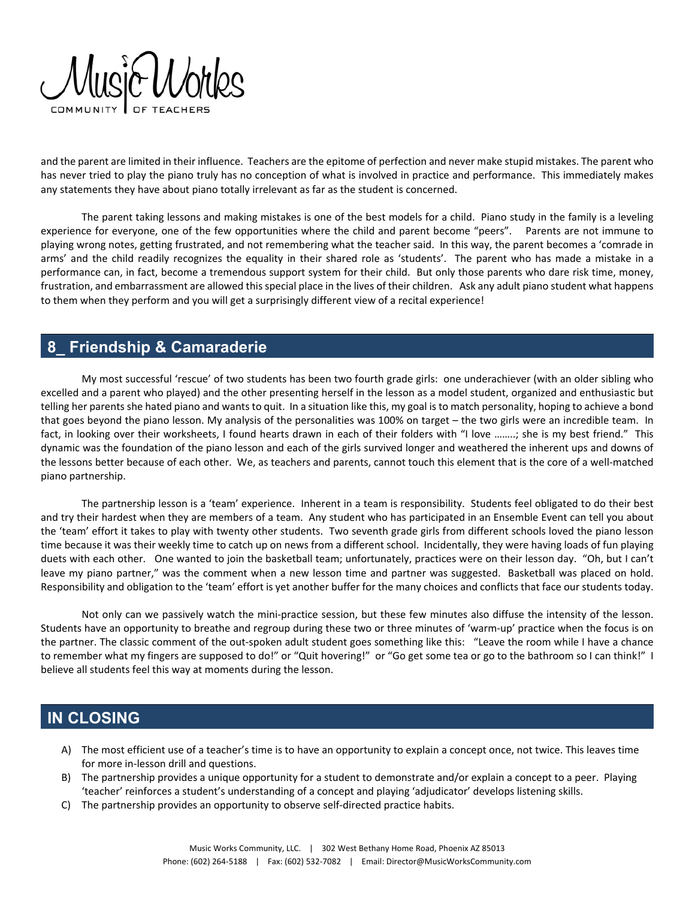and the parent are limited in their influence. Teachers are the epitome of perfection and never make stupid mistakes. The parent who has never tried to play the piano truly has no conception of what is involved in practice and performance. This immediately makes any statements they have about piano totally irrelevant as far as the student is concerned.

The parent taking lessons and making mistakes is one of the best models for a child. Piano study in the family is a leveling experience for everyone, one of the few opportunities where the child and parent become "peers". Parents are not immune to playing wrong notes, getting frustrated, and not remembering what the teacher said. In this way, the parent becomes a 'comrade in arms' and the child readily recognizes the equality in their shared role as 'students'. The parent who has made a mistake in a performance can, in fact, become a tremendous support system for their child. But only those parents who dare risk time, money, frustration, and embarrassment are allowed this special place in the lives of their children. Ask any adult piano student what happens to them when they perform and you will get a surprisingly different view of a recital experience!

## 8_ Friendship & Camaraderie

My most successful 'rescue' of two students has been two fourth grade girls: one underachiever (with an older sibling who excelled and a parent who played) and the other presenting herself in the lesson as a model student, organized and enthusiastic but telling her parents she hated piano and wants to quit. In a situation like this, my goal is to match personality, hoping to achieve a bond that goes beyond the piano lesson. My analysis of the personalities was 100% on target – the two girls were an incredible team. In fact, in looking over their worksheets, I found hearts drawn in each of their folders with "I love ……..; she is my best friend." This dynamic was the foundation of the piano lesson and each of the girls survived longer and weathered the inherent ups and downs of the lessons better because of each other. We, as teachers and parents, cannot touch this element that is the core of a well-matched piano partnership.

The partnership lesson is a 'team' experience. Inherent in a team is responsibility. Students feel obligated to do their best and try their hardest when they are members of a team. Any student who has participated in an Ensemble Event can tell you about the 'team' effort it takes to play with twenty other students. Two seventh grade girls from different schools loved the piano lesson time because it was their weekly time to catch up on news from a different school. Incidentally, they were having loads of fun playing duets with each other. One wanted to join the basketball team; unfortunately, practices were on their lesson day. "Oh, but I can't leave my piano partner," was the comment when a new lesson time and partner was suggested. Basketball was placed on hold. Responsibility and obligation to the 'team' effort is yet another buffer for the many choices and conflicts that face our students today.

Not only can we passively watch the mini-practice session, but these few minutes also diffuse the intensity of the lesson. Students have an opportunity to breathe and regroup during these two or three minutes of 'warm-up' practice when the focus is on the partner. The classic comment of the out-spoken adult student goes something like this: "Leave the room while I have a chance to remember what my fingers are supposed to do!" or "Quit hovering!" or "Go get some tea or go to the bathroom so I can think!" I believe all students feel this way at moments during the lesson.

## IN CLOSING

A) The most efficient use of a teacher's time is to have an opportunity to explain a concept once, not twice. This leaves time for more in-lesson drill and questions.
B) The partnership provides a unique opportunity for a student to demonstrate and/or explain a concept to a peer. Playing 'teacher' reinforces a student's understanding of a concept and playing 'adjudicator' develops listening skills.
C) The partnership provides an opportunity to observe self-directed practice habits.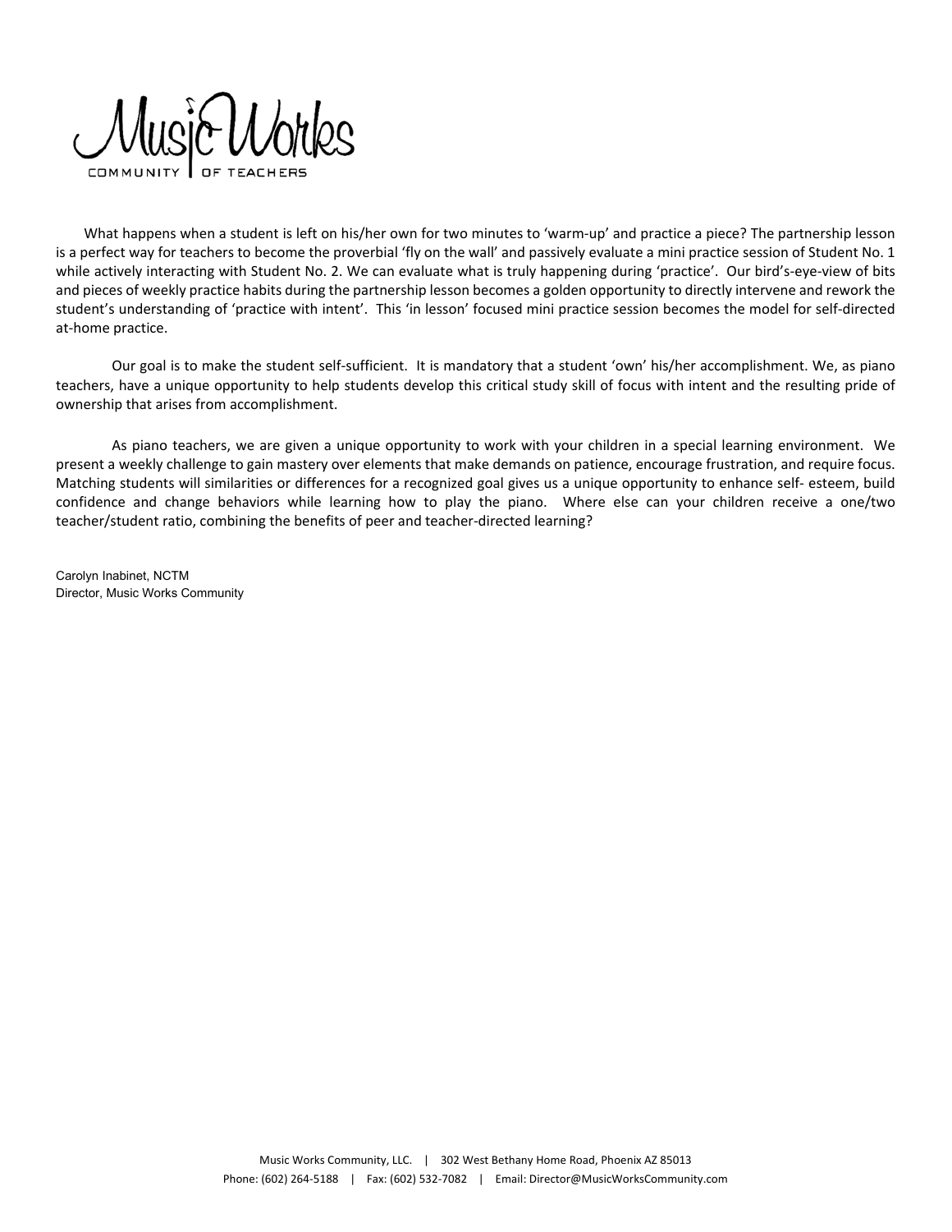MusicWorks

COMMUNITY | OF TEACHERS

What happens when a student is left on his/her own for two minutes to 'warm-up' and practice a piece? The partnership lesson is a perfect way for teachers to become the proverbial 'fly on the wall' and passively evaluate a mini practice session of Student No. 1 while actively interacting with Student No. 2. We can evaluate what is truly happening during 'practice'. Our bird's-eye-view of bits and pieces of weekly practice habits during the partnership lesson becomes a golden opportunity to directly intervene and rework the student's understanding of 'practice with intent'. This 'in lesson' focused mini practice session becomes the model for self-directed at-home practice.

Our goal is to make the student self-sufficient. It is mandatory that a student 'own' his/her accomplishment. We, as piano teachers, have a unique opportunity to help students develop this critical study skill of focus with intent and the resulting pride of ownership that arises from accomplishment.

As piano teachers, we are given a unique opportunity to work with your children in a special learning environment. We present a weekly challenge to gain mastery over elements that make demands on patience, encourage frustration, and require focus. Matching students will similarities or differences for a recognized goal gives us a unique opportunity to enhance self- esteem, build confidence and change behaviors while learning how to play the piano. Where else can your children receive a one/two teacher/student ratio, combining the benefits of peer and teacher-directed learning?

Carolyn Inabinet, NCTM
Director, Music Works Community

Music Works Community, LLC. | 302 West Bethany Home Road, Phoenix AZ 85013
Phone: (602) 264-5188 | Fax: (602) 532-7082 | Email: Director@MusicWorksCommunity.com